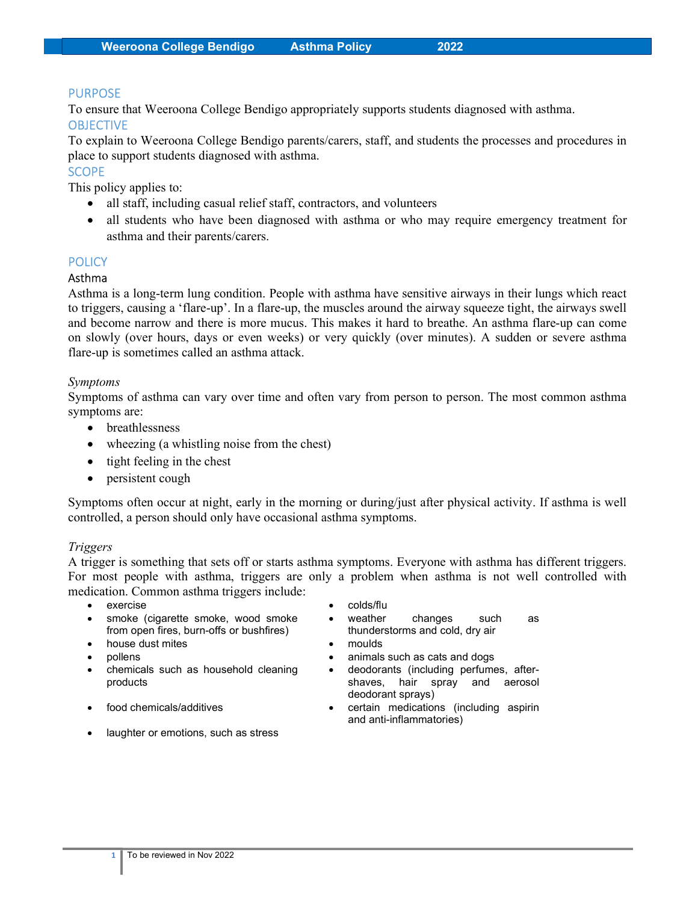## PURPOSE

To ensure that Weeroona College Bendigo appropriately supports students diagnosed with asthma.

## OBJECTIVE

To explain to Weeroona College Bendigo parents/carers, staff, and students the processes and procedures in place to support students diagnosed with asthma.

## SCOPE

This policy applies to:

- all staff, including casual relief staff, contractors, and volunteers
- all students who have been diagnosed with asthma or who may require emergency treatment for asthma and their parents/carers.

## POLICY

### Asthma

Asthma is a long-term lung condition. People with asthma have sensitive airways in their lungs which react to triggers, causing a 'flare-up'. In a flare-up, the muscles around the airway squeeze tight, the airways swell and become narrow and there is more mucus. This makes it hard to breathe. An asthma flare-up can come on slowly (over hours, days or even weeks) or very quickly (over minutes). A sudden or severe asthma flare-up is sometimes called an asthma attack.

*Symptoms*

Symptoms of asthma can vary over time and often vary from person to person. The most common asthma symptoms are:

- breathlessness
- wheezing (a whistling noise from the chest)
- tight feeling in the chest
- persistent cough

Symptoms often occur at night, early in the morning or during/just after physical activity. If asthma is well controlled, a person should only have occasional asthma symptoms.

*Triggers*

A trigger is something that sets off or starts asthma symptoms. Everyone with asthma has different triggers. For most people with asthma, triggers are only a problem when asthma is not well controlled with medication. Common asthma triggers include:

- exercise
- smoke (cigarette smoke, wood smoke from open fires, burn-offs or bushfires)
- house dust mites
- pollens
- chemicals such as household cleaning products
- food chemicals/additives
- laughter or emotions, such as stress
- colds/flu
- weather changes such as thunderstorms and cold, dry air
- moulds
- animals such as cats and dogs
- deodorants (including perfumes, after-shaves, hair spray and aerosol deodorant sprays)
- certain medications (including aspirin and anti-inflammatories)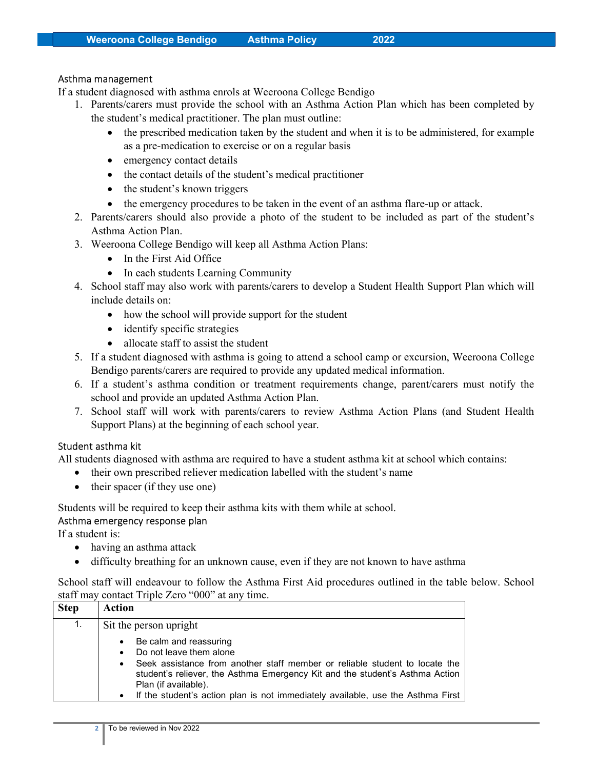## Asthma management

If a student diagnosed with asthma enrols at Weeroona College Bendigo

1. Parents/carers must provide the school with an Asthma Action Plan which has been completed by the student's medical practitioner. The plan must outline:
    - the prescribed medication taken by the student and when it is to be administered, for example as a pre-medication to exercise or on a regular basis
    - emergency contact details
    - the contact details of the student's medical practitioner
    - the student's known triggers
    - the emergency procedures to be taken in the event of an asthma flare-up or attack.
2. Parents/carers should also provide a photo of the student to be included as part of the student's Asthma Action Plan.
3. Weeroona College Bendigo will keep all Asthma Action Plans:
    - In the First Aid Office
    - In each students Learning Community
4. School staff may also work with parents/carers to develop a Student Health Support Plan which will include details on:
    - how the school will provide support for the student
    - identify specific strategies
    - allocate staff to assist the student
5. If a student diagnosed with asthma is going to attend a school camp or excursion, Weeroona College Bendigo parents/carers are required to provide any updated medical information.
6. If a student's asthma condition or treatment requirements change, parent/carers must notify the school and provide an updated Asthma Action Plan.
7. School staff will work with parents/carers to review Asthma Action Plans (and Student Health Support Plans) at the beginning of each school year.

## Student asthma kit

All students diagnosed with asthma are required to have a student asthma kit at school which contains:

- their own prescribed reliever medication labelled with the student's name
- their spacer (if they use one)

Students will be required to keep their asthma kits with them while at school.

## Asthma emergency response plan

If a student is:

- having an asthma attack
- difficulty breathing for an unknown cause, even if they are not known to have asthma

School staff will endeavour to follow the Asthma First Aid procedures outlined in the table below. School staff may contact Triple Zero "000" at any time.

| Step | Action |
|---|---|
| 1. | Sit the person upright<br>• Be calm and reassuring<br>• Do not leave them alone<br>• Seek assistance from another staff member or reliable student to locate the student's reliever, the Asthma Emergency Kit and the student's Asthma Action Plan (if available).<br>• If the student's action plan is not immediately available, use the Asthma First |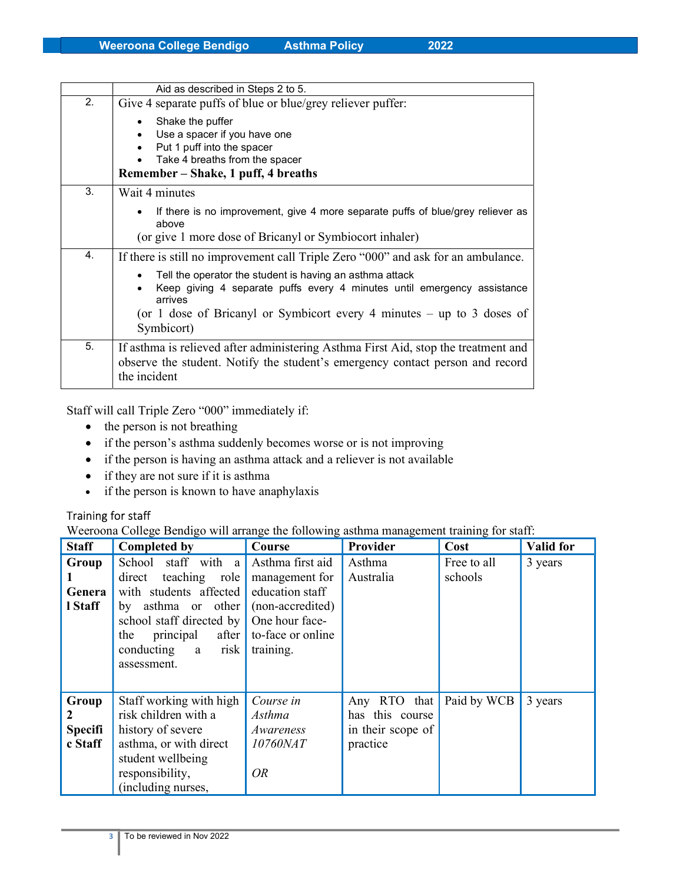| | |
|---|---|
| | Aid as described in Steps 2 to 5. |
| 2. | Give 4 separate puffs of blue or blue/grey reliever puffer:<br>• Shake the puffer<br>• Use a spacer if you have one<br>• Put 1 puff into the spacer<br>• Take 4 breaths from the spacer<br>**Remember – Shake, 1 puff, 4 breaths** |
| 3. | Wait 4 minutes<br>• If there is no improvement, give 4 more separate puffs of blue/grey reliever as above<br>(or give 1 more dose of Bricanyl or Symbiocort inhaler) |
| 4. | If there is still no improvement call Triple Zero "000" and ask for an ambulance.<br>• Tell the operator the student is having an asthma attack<br>• Keep giving 4 separate puffs every 4 minutes until emergency assistance arrives<br>(or 1 dose of Bricanyl or Symbicort every 4 minutes – up to 3 doses of Symbicort) |
| 5. | If asthma is relieved after administering Asthma First Aid, stop the treatment and observe the student. Notify the student's emergency contact person and record the incident |

Staff will call Triple Zero "000" immediately if:

- the person is not breathing
- if the person's asthma suddenly becomes worse or is not improving
- if the person is having an asthma attack and a reliever is not available
- if they are not sure if it is asthma
- if the person is known to have anaphylaxis

## Training for staff

Weeroona College Bendigo will arrange the following asthma management training for staff:

| Staff | Completed by | Course | Provider | Cost | Valid for |
|---|---|---|---|---|---|
| **Group 1 General Staff** | School staff with a direct teaching role with students affected by asthma or other school staff directed by the principal after conducting a risk assessment. | Asthma first aid management for education staff (non-accredited) One hour face-to-face or online training. | Asthma Australia | Free to all schools | 3 years |
| **Group 2 Specific Staff** | Staff working with high risk children with a history of severe asthma, or with direct student wellbeing responsibility, (including nurses, | *Course in Asthma Awareness 10760NAT*<br><br>*OR* | Any RTO that has this course in their scope of practice | Paid by WCB | 3 years |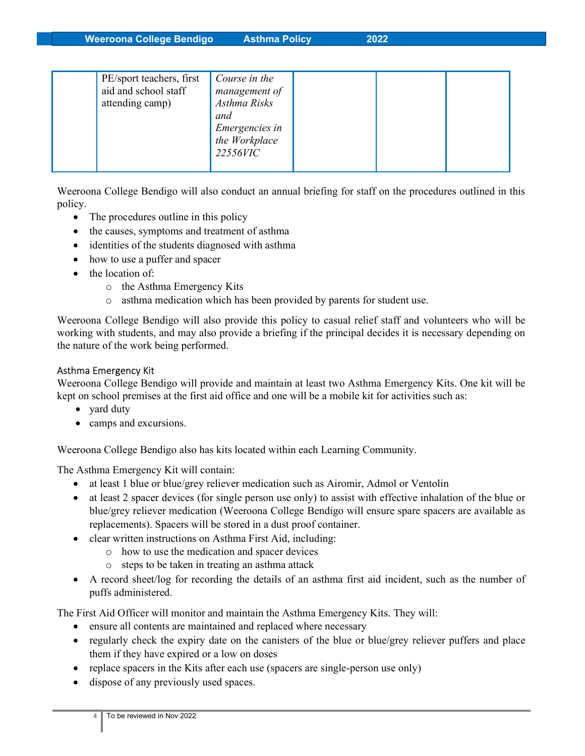|  | PE/sport teachers, first aid and school staff attending camp) | *Course in the management of Asthma Risks and Emergencies in the Workplace 22556VIC* |  |  |  |
|---|---|---|---|---|---|

Weeroona College Bendigo will also conduct an annual briefing for staff on the procedures outlined in this policy.

- The procedures outline in this policy
- the causes, symptoms and treatment of asthma
- identities of the students diagnosed with asthma
- how to use a puffer and spacer
- the location of:
  - the Asthma Emergency Kits
  - asthma medication which has been provided by parents for student use.

Weeroona College Bendigo will also provide this policy to casual relief staff and volunteers who will be working with students, and may also provide a briefing if the principal decides it is necessary depending on the nature of the work being performed.

### Asthma Emergency Kit

Weeroona College Bendigo will provide and maintain at least two Asthma Emergency Kits. One kit will be kept on school premises at the first aid office and one will be a mobile kit for activities such as:

- yard duty
- camps and excursions.

Weeroona College Bendigo also has kits located within each Learning Community.

The Asthma Emergency Kit will contain:

- at least 1 blue or blue/grey reliever medication such as Airomir, Admol or Ventolin
- at least 2 spacer devices (for single person use only) to assist with effective inhalation of the blue or blue/grey reliever medication (Weeroona College Bendigo will ensure spare spacers are available as replacements). Spacers will be stored in a dust proof container.
- clear written instructions on Asthma First Aid, including:
  - how to use the medication and spacer devices
  - steps to be taken in treating an asthma attack
- A record sheet/log for recording the details of an asthma first aid incident, such as the number of puffs administered.

The First Aid Officer will monitor and maintain the Asthma Emergency Kits. They will:

- ensure all contents are maintained and replaced where necessary
- regularly check the expiry date on the canisters of the blue or blue/grey reliever puffers and place them if they have expired or a low on doses
- replace spacers in the Kits after each use (spacers are single-person use only)
- dispose of any previously used spaces.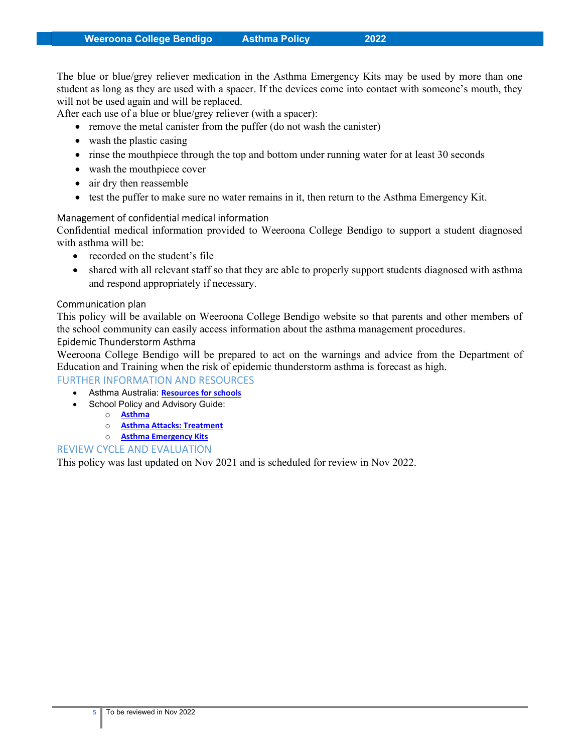The blue or blue/grey reliever medication in the Asthma Emergency Kits may be used by more than one student as long as they are used with a spacer. If the devices come into contact with someone's mouth, they will not be used again and will be replaced.

After each use of a blue or blue/grey reliever (with a spacer):

- remove the metal canister from the puffer (do not wash the canister)
- wash the plastic casing
- rinse the mouthpiece through the top and bottom under running water for at least 30 seconds
- wash the mouthpiece cover
- air dry then reassemble
- test the puffer to make sure no water remains in it, then return to the Asthma Emergency Kit.

### Management of confidential medical information

Confidential medical information provided to Weeroona College Bendigo to support a student diagnosed with asthma will be:

- recorded on the student's file
- shared with all relevant staff so that they are able to properly support students diagnosed with asthma and respond appropriately if necessary.

### Communication plan

This policy will be available on Weeroona College Bendigo website so that parents and other members of the school community can easily access information about the asthma management procedures.

### Epidemic Thunderstorm Asthma

Weeroona College Bendigo will be prepared to act on the warnings and advice from the Department of Education and Training when the risk of epidemic thunderstorm asthma is forecast as high.

## FURTHER INFORMATION AND RESOURCES

- Asthma Australia: **Resources for schools**
- School Policy and Advisory Guide:
  - **Asthma**
  - **Asthma Attacks: Treatment**
  - **Asthma Emergency Kits**

## REVIEW CYCLE AND EVALUATION

This policy was last updated on Nov 2021 and is scheduled for review in Nov 2022.